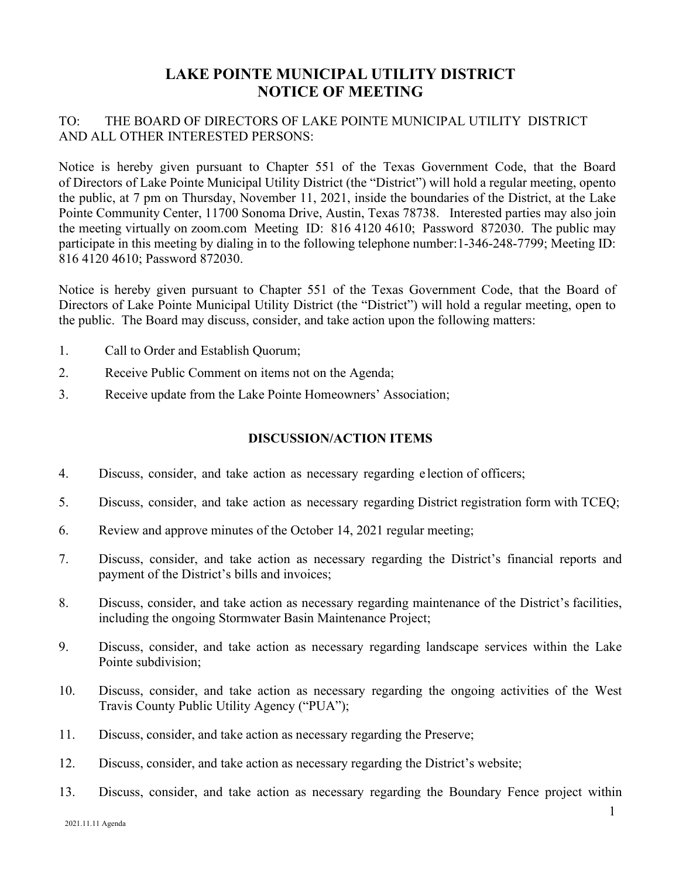# LAKE POINTE MUNICIPAL UTILITY DISTRICT
# NOTICE OF MEETING

TO: THE BOARD OF DIRECTORS OF LAKE POINTE MUNICIPAL UTILITY DISTRICT AND ALL OTHER INTERESTED PERSONS:

Notice is hereby given pursuant to Chapter 551 of the Texas Government Code, that the Board of Directors of Lake Pointe Municipal Utility District (the "District") will hold a regular meeting, opento the public, at 7 pm on Thursday, November 11, 2021, inside the boundaries of the District, at the Lake Pointe Community Center, 11700 Sonoma Drive, Austin, Texas 78738. Interested parties may also join the meeting virtually on zoom.com Meeting ID: 816 4120 4610; Password 872030. The public may participate in this meeting by dialing in to the following telephone number:1-346-248-7799; Meeting ID: 816 4120 4610; Password 872030.

Notice is hereby given pursuant to Chapter 551 of the Texas Government Code, that the Board of Directors of Lake Pointe Municipal Utility District (the "District") will hold a regular meeting, open to the public. The Board may discuss, consider, and take action upon the following matters:

1. Call to Order and Establish Quorum;
2. Receive Public Comment on items not on the Agenda;
3. Receive update from the Lake Pointe Homeowners' Association;

## DISCUSSION/ACTION ITEMS

4. Discuss, consider, and take action as necessary regarding election of officers;
5. Discuss, consider, and take action as necessary regarding District registration form with TCEQ;
6. Review and approve minutes of the October 14, 2021 regular meeting;
7. Discuss, consider, and take action as necessary regarding the District's financial reports and payment of the District's bills and invoices;
8. Discuss, consider, and take action as necessary regarding maintenance of the District's facilities, including the ongoing Stormwater Basin Maintenance Project;
9. Discuss, consider, and take action as necessary regarding landscape services within the Lake Pointe subdivision;
10. Discuss, consider, and take action as necessary regarding the ongoing activities of the West Travis County Public Utility Agency ("PUA");
11. Discuss, consider, and take action as necessary regarding the Preserve;
12. Discuss, consider, and take action as necessary regarding the District's website;
13. Discuss, consider, and take action as necessary regarding the Boundary Fence project within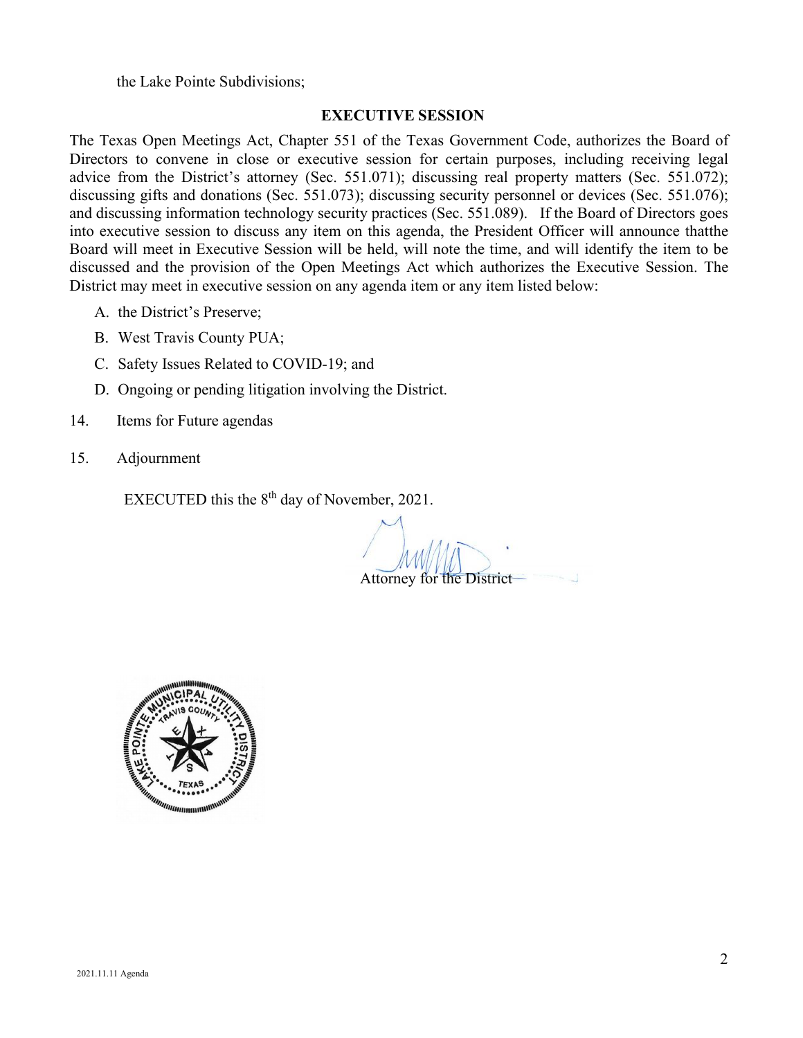the Lake Pointe Subdivisions;

**EXECUTIVE SESSION**

The Texas Open Meetings Act, Chapter 551 of the Texas Government Code, authorizes the Board of Directors to convene in close or executive session for certain purposes, including receiving legal advice from the District's attorney (Sec. 551.071); discussing real property matters (Sec. 551.072); discussing gifts and donations (Sec. 551.073); discussing security personnel or devices (Sec. 551.076); and discussing information technology security practices (Sec. 551.089). If the Board of Directors goes into executive session to discuss any item on this agenda, the President Officer will announce thatthe Board will meet in Executive Session will be held, will note the time, and will identify the item to be discussed and the provision of the Open Meetings Act which authorizes the Executive Session. The District may meet in executive session on any agenda item or any item listed below:

A. the District's Preserve;
B. West Travis County PUA;
C. Safety Issues Related to COVID-19; and
D. Ongoing or pending litigation involving the District.

14. Items for Future agendas

15. Adjournment

EXECUTED this the 8th day of November, 2021.

Attorney for the District

LAKE POINTE MUNICIPAL UTILITY DISTRICT
TRAVIS COUNTY
TEXAS

2021.11.11 Agenda